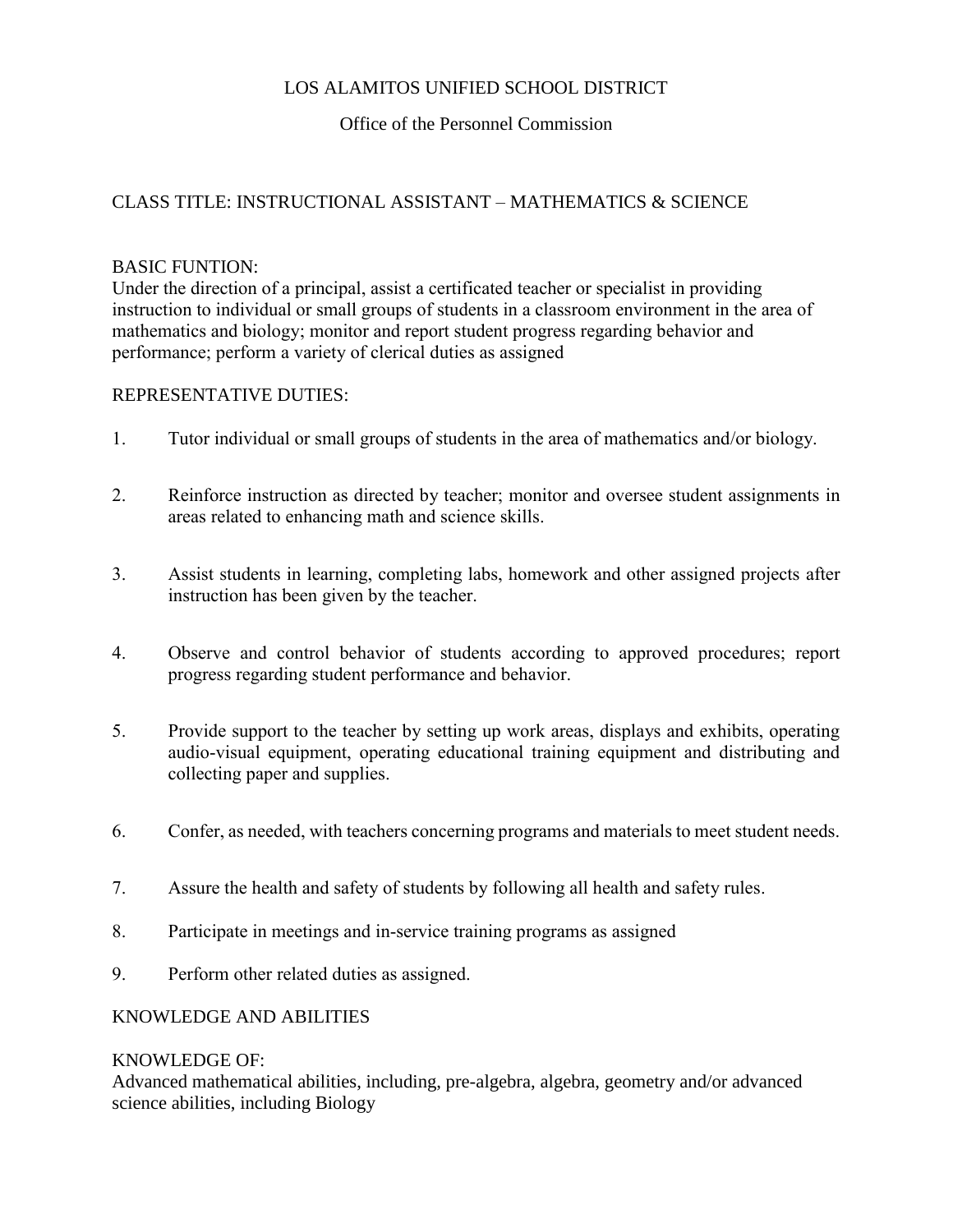LOS ALAMITOS UNIFIED SCHOOL DISTRICT

Office of the Personnel Commission

CLASS TITLE: INSTRUCTIONAL ASSISTANT – MATHEMATICS & SCIENCE

BASIC FUNTION:
Under the direction of a principal, assist a certificated teacher or specialist in providing instruction to individual or small groups of students in a classroom environment in the area of mathematics and biology; monitor and report student progress regarding behavior and performance; perform a variety of clerical duties as assigned

REPRESENTATIVE DUTIES:

1. Tutor individual or small groups of students in the area of mathematics and/or biology.

2. Reinforce instruction as directed by teacher; monitor and oversee student assignments in areas related to enhancing math and science skills.

3. Assist students in learning, completing labs, homework and other assigned projects after instruction has been given by the teacher.

4. Observe and control behavior of students according to approved procedures; report progress regarding student performance and behavior.

5. Provide support to the teacher by setting up work areas, displays and exhibits, operating audio-visual equipment, operating educational training equipment and distributing and collecting paper and supplies.

6. Confer, as needed, with teachers concerning programs and materials to meet student needs.

7. Assure the health and safety of students by following all health and safety rules.

8. Participate in meetings and in-service training programs as assigned

9. Perform other related duties as assigned.

KNOWLEDGE AND ABILITIES

KNOWLEDGE OF:
Advanced mathematical abilities, including, pre-algebra, algebra, geometry and/or advanced science abilities, including Biology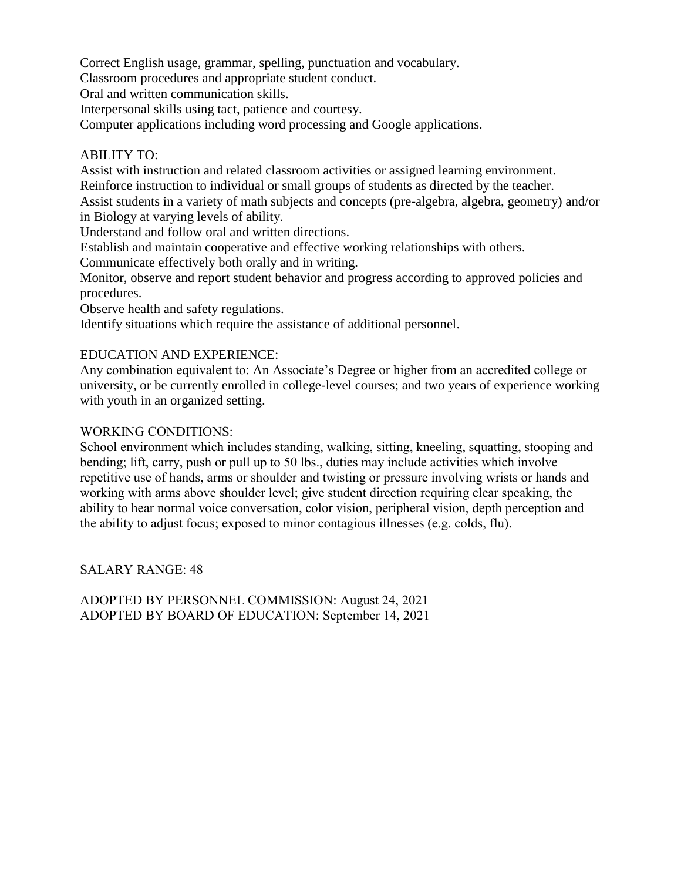Correct English usage, grammar, spelling, punctuation and vocabulary.
Classroom procedures and appropriate student conduct.
Oral and written communication skills.
Interpersonal skills using tact, patience and courtesy.
Computer applications including word processing and Google applications.

ABILITY TO:

Assist with instruction and related classroom activities or assigned learning environment.
Reinforce instruction to individual or small groups of students as directed by the teacher.
Assist students in a variety of math subjects and concepts (pre-algebra, algebra, geometry) and/or in Biology at varying levels of ability.
Understand and follow oral and written directions.
Establish and maintain cooperative and effective working relationships with others.
Communicate effectively both orally and in writing.
Monitor, observe and report student behavior and progress according to approved policies and procedures.
Observe health and safety regulations.
Identify situations which require the assistance of additional personnel.

EDUCATION AND EXPERIENCE:

Any combination equivalent to: An Associate's Degree or higher from an accredited college or university, or be currently enrolled in college-level courses; and two years of experience working with youth in an organized setting.

WORKING CONDITIONS:

School environment which includes standing, walking, sitting, kneeling, squatting, stooping and bending; lift, carry, push or pull up to 50 lbs., duties may include activities which involve repetitive use of hands, arms or shoulder and twisting or pressure involving wrists or hands and working with arms above shoulder level; give student direction requiring clear speaking, the ability to hear normal voice conversation, color vision, peripheral vision, depth perception and the ability to adjust focus; exposed to minor contagious illnesses (e.g. colds, flu).

SALARY RANGE: 48

ADOPTED BY PERSONNEL COMMISSION: August 24, 2021
ADOPTED BY BOARD OF EDUCATION: September 14, 2021